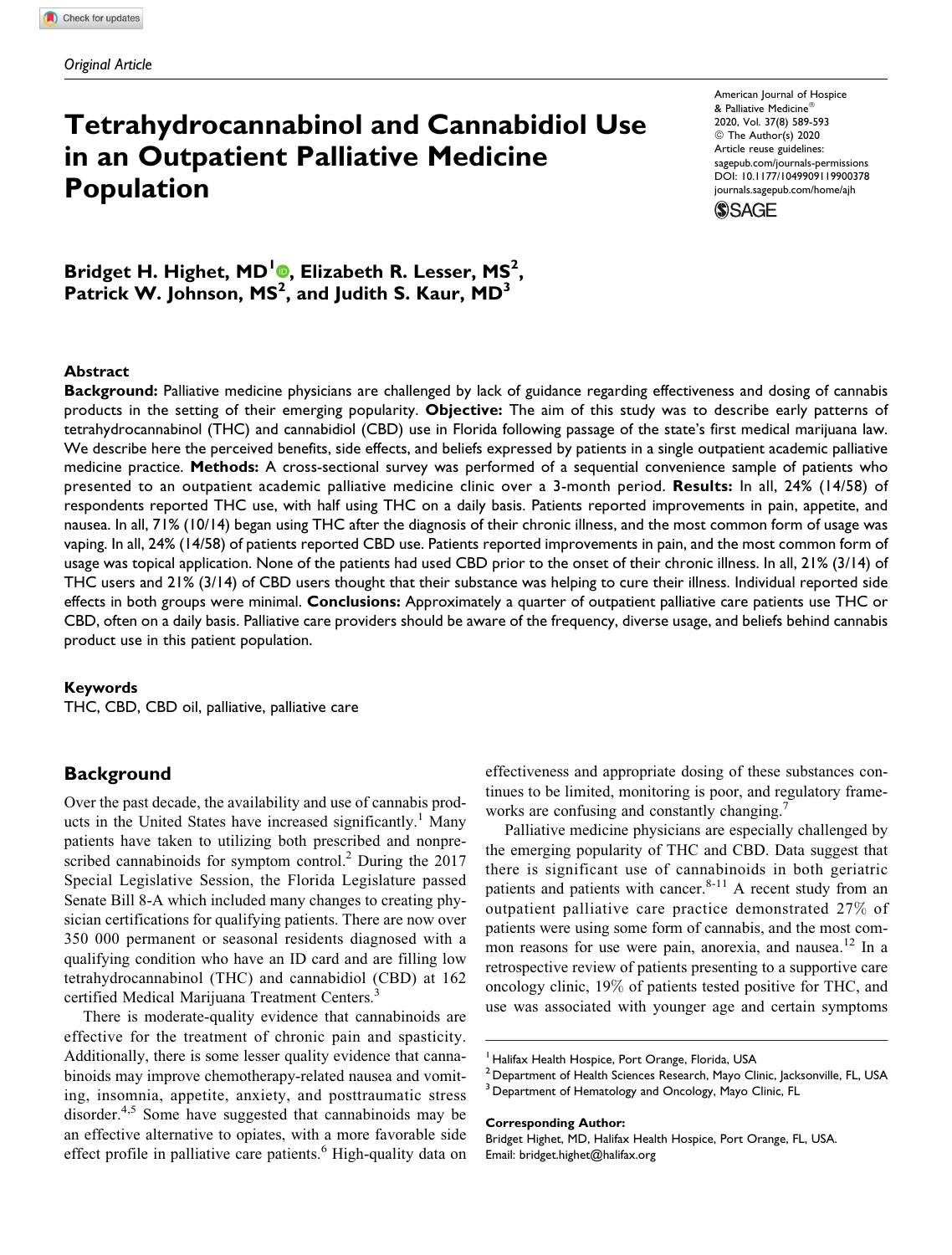*Original Article*

# Tetrahydrocannabinol and Cannabidiol Use in an Outpatient Palliative Medicine Population

American Journal of Hospice & Palliative Medicine®
2020, Vol. 37(8) 589-593
© The Author(s) 2020
Article reuse guidelines: sagepub.com/journals-permissions
DOI: 10.1177/1049909119900378
journals.sagepub.com/home/ajh

**Bridget H. Highet, MD[1], Elizabeth R. Lesser, MS[2], Patrick W. Johnson, MS[2], and Judith S. Kaur, MD[3]**

## Abstract

**Background:** Palliative medicine physicians are challenged by lack of guidance regarding effectiveness and dosing of cannabis products in the setting of their emerging popularity. **Objective:** The aim of this study was to describe early patterns of tetrahydrocannabinol (THC) and cannabidiol (CBD) use in Florida following passage of the state's first medical marijuana law. We describe here the perceived benefits, side effects, and beliefs expressed by patients in a single outpatient academic palliative medicine practice. **Methods:** A cross-sectional survey was performed of a sequential convenience sample of patients who presented to an outpatient academic palliative medicine clinic over a 3-month period. **Results:** In all, 24% (14/58) of respondents reported THC use, with half using THC on a daily basis. Patients reported improvements in pain, appetite, and nausea. In all, 71% (10/14) began using THC after the diagnosis of their chronic illness, and the most common form of usage was vaping. In all, 24% (14/58) of patients reported CBD use. Patients reported improvements in pain, and the most common form of usage was topical application. None of the patients had used CBD prior to the onset of their chronic illness. In all, 21% (3/14) of THC users and 21% (3/14) of CBD users thought that their substance was helping to cure their illness. Individual reported side effects in both groups were minimal. **Conclusions:** Approximately a quarter of outpatient palliative care patients use THC or CBD, often on a daily basis. Palliative care providers should be aware of the frequency, diverse usage, and beliefs behind cannabis product use in this patient population.

### Keywords

THC, CBD, CBD oil, palliative, palliative care

## Background

Over the past decade, the availability and use of cannabis products in the United States have increased significantly.[1] Many patients have taken to utilizing both prescribed and nonprescribed cannabinoids for symptom control.[2] During the 2017 Special Legislative Session, the Florida Legislature passed Senate Bill 8-A which included many changes to creating physician certifications for qualifying patients. There are now over 350 000 permanent or seasonal residents diagnosed with a qualifying condition who have an ID card and are filling low tetrahydrocannabinol (THC) and cannabidiol (CBD) at 162 certified Medical Marijuana Treatment Centers.[3]

There is moderate-quality evidence that cannabinoids are effective for the treatment of chronic pain and spasticity. Additionally, there is some lesser quality evidence that cannabinoids may improve chemotherapy-related nausea and vomiting, insomnia, appetite, anxiety, and posttraumatic stress disorder.[4,5] Some have suggested that cannabinoids may be an effective alternative to opiates, with a more favorable side effect profile in palliative care patients.[6] High-quality data on effectiveness and appropriate dosing of these substances continues to be limited, monitoring is poor, and regulatory frameworks are confusing and constantly changing.[7]

Palliative medicine physicians are especially challenged by the emerging popularity of THC and CBD. Data suggest that there is significant use of cannabinoids in both geriatric patients and patients with cancer.[8-11] A recent study from an outpatient palliative care practice demonstrated 27% of patients were using some form of cannabis, and the most common reasons for use were pain, anorexia, and nausea.[12] In a retrospective review of patients presenting to a supportive care oncology clinic, 19% of patients tested positive for THC, and use was associated with younger age and certain symptoms

[1] Halifax Health Hospice, Port Orange, Florida, USA
[2] Department of Health Sciences Research, Mayo Clinic, Jacksonville, FL, USA
[3] Department of Hematology and Oncology, Mayo Clinic, FL

**Corresponding Author:**
Bridget Highet, MD, Halifax Health Hospice, Port Orange, FL, USA.
Email: bridget.highet@halifax.org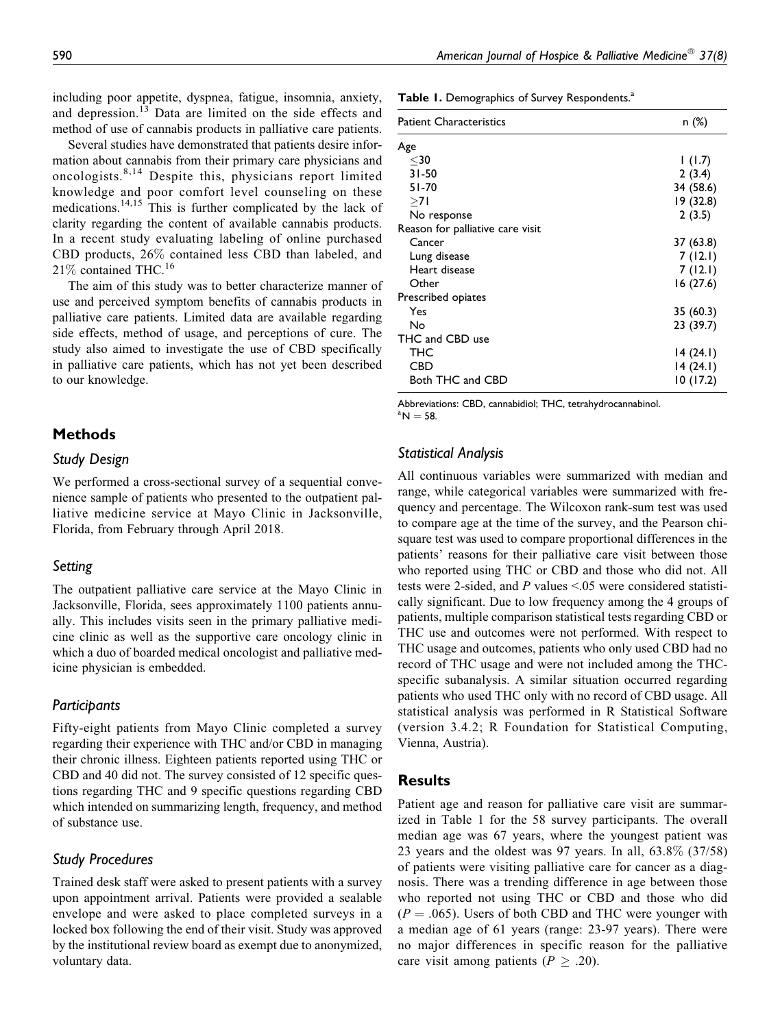including poor appetite, dyspnea, fatigue, insomnia, anxiety, and depression.[13] Data are limited on the side effects and method of use of cannabis products in palliative care patients.

Several studies have demonstrated that patients desire information about cannabis from their primary care physicians and oncologists.[8,14] Despite this, physicians report limited knowledge and poor comfort level counseling on these medications.[14,15] This is further complicated by the lack of clarity regarding the content of available cannabis products. In a recent study evaluating labeling of online purchased CBD products, 26% contained less CBD than labeled, and 21% contained THC.[16]

The aim of this study was to better characterize manner of use and perceived symptom benefits of cannabis products in palliative care patients. Limited data are available regarding side effects, method of usage, and perceptions of cure. The study also aimed to investigate the use of CBD specifically in palliative care patients, which has not yet been described to our knowledge.

## Methods

### Study Design

We performed a cross-sectional survey of a sequential convenience sample of patients who presented to the outpatient palliative medicine service at Mayo Clinic in Jacksonville, Florida, from February through April 2018.

### Setting

The outpatient palliative care service at the Mayo Clinic in Jacksonville, Florida, sees approximately 1100 patients annually. This includes visits seen in the primary palliative medicine clinic as well as the supportive care oncology clinic in which a duo of boarded medical oncologist and palliative medicine physician is embedded.

### Participants

Fifty-eight patients from Mayo Clinic completed a survey regarding their experience with THC and/or CBD in managing their chronic illness. Eighteen patients reported using THC or CBD and 40 did not. The survey consisted of 12 specific questions regarding THC and 9 specific questions regarding CBD which intended on summarizing length, frequency, and method of substance use.

### Study Procedures

Trained desk staff were asked to present patients with a survey upon appointment arrival. Patients were provided a sealable envelope and were asked to place completed surveys in a locked box following the end of their visit. Study was approved by the institutional review board as exempt due to anonymized, voluntary data.

**Table 1.** Demographics of Survey Respondents.[a]

| Patient Characteristics | n (%) |
|---|---|
| Age | |
| ≤30 | 1 (1.7) |
| 31-50 | 2 (3.4) |
| 51-70 | 34 (58.6) |
| ≥71 | 19 (32.8) |
| No response | 2 (3.5) |
| Reason for palliative care visit | |
| Cancer | 37 (63.8) |
| Lung disease | 7 (12.1) |
| Heart disease | 7 (12.1) |
| Other | 16 (27.6) |
| Prescribed opiates | |
| Yes | 35 (60.3) |
| No | 23 (39.7) |
| THC and CBD use | |
| THC | 14 (24.1) |
| CBD | 14 (24.1) |
| Both THC and CBD | 10 (17.2) |

Abbreviations: CBD, cannabidiol; THC, tetrahydrocannabinol.
[a]N = 58.

### Statistical Analysis

All continuous variables were summarized with median and range, while categorical variables were summarized with frequency and percentage. The Wilcoxon rank-sum test was used to compare age at the time of the survey, and the Pearson chi-square test was used to compare proportional differences in the patients' reasons for their palliative care visit between those who reported using THC or CBD and those who did not. All tests were 2-sided, and $P$ values <.05 were considered statistically significant. Due to low frequency among the 4 groups of patients, multiple comparison statistical tests regarding CBD or THC use and outcomes were not performed. With respect to THC usage and outcomes, patients who only used CBD had no record of THC usage and were not included among the THC-specific subanalysis. A similar situation occurred regarding patients who used THC only with no record of CBD usage. All statistical analysis was performed in R Statistical Software (version 3.4.2; R Foundation for Statistical Computing, Vienna, Austria).

## Results

Patient age and reason for palliative care visit are summarized in Table 1 for the 58 survey participants. The overall median age was 67 years, where the youngest patient was 23 years and the oldest was 97 years. In all, 63.8% (37/58) of patients were visiting palliative care for cancer as a diagnosis. There was a trending difference in age between those who reported not using THC or CBD and those who did ($P = .065$). Users of both CBD and THC were younger with a median age of 61 years (range: 23-97 years). There were no major differences in specific reason for the palliative care visit among patients ($P \geq .20$).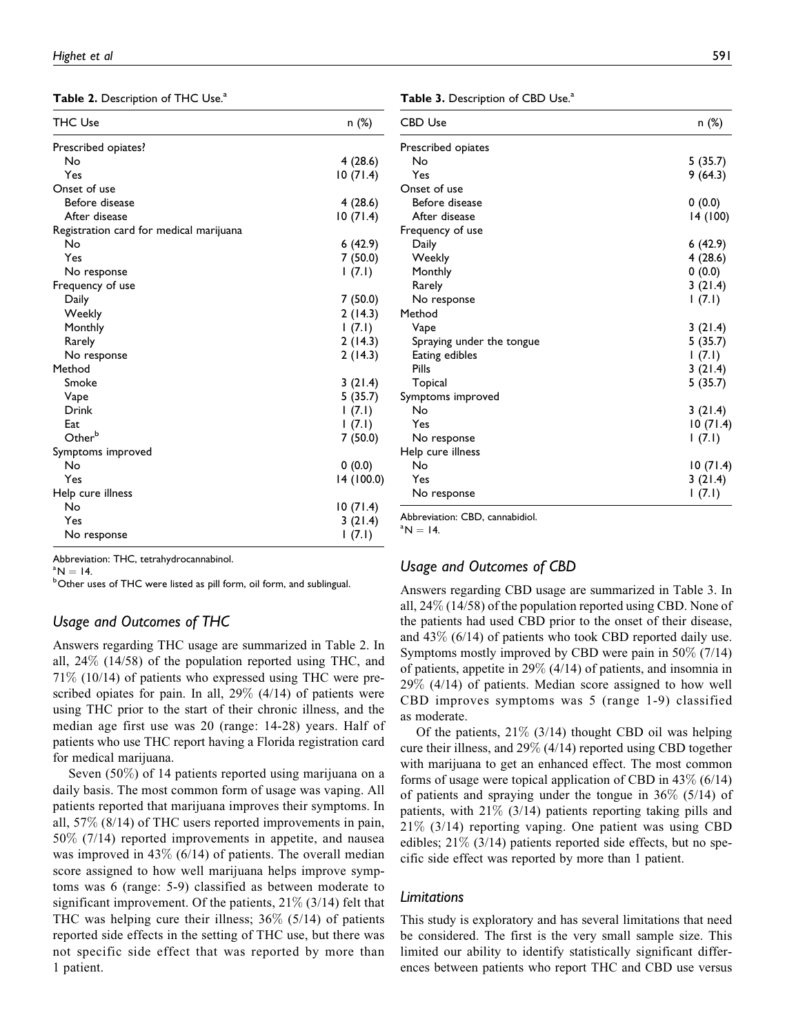**Table 2.** Description of THC Use.[a]

| THC Use | n (%) |
|---|---|
| Prescribed opiates? | |
| No | 4 (28.6) |
| Yes | 10 (71.4) |
| Onset of use | |
| Before disease | 4 (28.6) |
| After disease | 10 (71.4) |
| Registration card for medical marijuana | |
| No | 6 (42.9) |
| Yes | 7 (50.0) |
| No response | 1 (7.1) |
| Frequency of use | |
| Daily | 7 (50.0) |
| Weekly | 2 (14.3) |
| Monthly | 1 (7.1) |
| Rarely | 2 (14.3) |
| No response | 2 (14.3) |
| Method | |
| Smoke | 3 (21.4) |
| Vape | 5 (35.7) |
| Drink | 1 (7.1) |
| Eat | 1 (7.1) |
| Other[b] | 7 (50.0) |
| Symptoms improved | |
| No | 0 (0.0) |
| Yes | 14 (100.0) |
| Help cure illness | |
| No | 10 (71.4) |
| Yes | 3 (21.4) |
| No response | 1 (7.1) |

Abbreviation: THC, tetrahydrocannabinol.
[a]N = 14.
[b]Other uses of THC were listed as pill form, oil form, and sublingual.

**Table 3.** Description of CBD Use.[a]

| CBD Use | n (%) |
|---|---|
| Prescribed opiates | |
| No | 5 (35.7) |
| Yes | 9 (64.3) |
| Onset of use | |
| Before disease | 0 (0.0) |
| After disease | 14 (100) |
| Frequency of use | |
| Daily | 6 (42.9) |
| Weekly | 4 (28.6) |
| Monthly | 0 (0.0) |
| Rarely | 3 (21.4) |
| No response | 1 (7.1) |
| Method | |
| Vape | 3 (21.4) |
| Spraying under the tongue | 5 (35.7) |
| Eating edibles | 1 (7.1) |
| Pills | 3 (21.4) |
| Topical | 5 (35.7) |
| Symptoms improved | |
| No | 3 (21.4) |
| Yes | 10 (71.4) |
| No response | 1 (7.1) |
| Help cure illness | |
| No | 10 (71.4) |
| Yes | 3 (21.4) |
| No response | 1 (7.1) |

Abbreviation: CBD, cannabidiol.
[a]N = 14.

### Usage and Outcomes of THC

Answers regarding THC usage are summarized in Table 2. In all, 24% (14/58) of the population reported using THC, and 71% (10/14) of patients who expressed using THC were prescribed opiates for pain. In all, 29% (4/14) of patients were using THC prior to the start of their chronic illness, and the median age first use was 20 (range: 14-28) years. Half of patients who use THC report having a Florida registration card for medical marijuana.

Seven (50%) of 14 patients reported using marijuana on a daily basis. The most common form of usage was vaping. All patients reported that marijuana improves their symptoms. In all, 57% (8/14) of THC users reported improvements in pain, 50% (7/14) reported improvements in appetite, and nausea was improved in 43% (6/14) of patients. The overall median score assigned to how well marijuana helps improve symptoms was 6 (range: 5-9) classified as between moderate to significant improvement. Of the patients, 21% (3/14) felt that THC was helping cure their illness; 36% (5/14) of patients reported side effects in the setting of THC use, but there was not specific side effect that was reported by more than 1 patient.

### Usage and Outcomes of CBD

Answers regarding CBD usage are summarized in Table 3. In all, 24% (14/58) of the population reported using CBD. None of the patients had used CBD prior to the onset of their disease, and 43% (6/14) of patients who took CBD reported daily use. Symptoms mostly improved by CBD were pain in 50% (7/14) of patients, appetite in 29% (4/14) of patients, and insomnia in 29% (4/14) of patients. Median score assigned to how well CBD improves symptoms was 5 (range 1-9) classified as moderate.

Of the patients, 21% (3/14) thought CBD oil was helping cure their illness, and 29% (4/14) reported using CBD together with marijuana to get an enhanced effect. The most common forms of usage were topical application of CBD in 43% (6/14) of patients and spraying under the tongue in 36% (5/14) of patients, with 21% (3/14) patients reporting taking pills and 21% (3/14) reporting vaping. One patient was using CBD edibles; 21% (3/14) patients reported side effects, but no specific side effect was reported by more than 1 patient.

### Limitations

This study is exploratory and has several limitations that need be considered. The first is the very small sample size. This limited our ability to identify statistically significant differences between patients who report THC and CBD use versus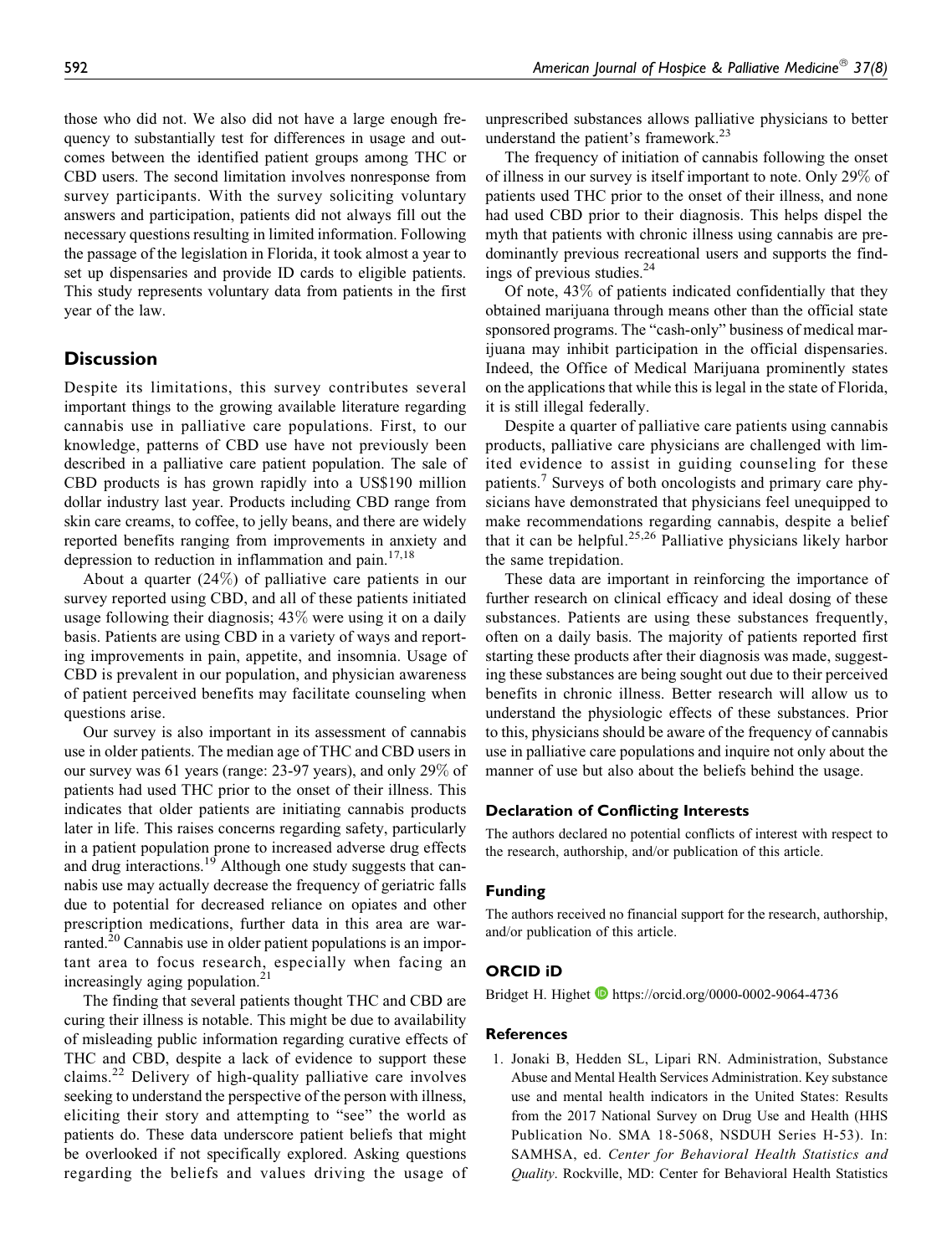those who did not. We also did not have a large enough frequency to substantially test for differences in usage and outcomes between the identified patient groups among THC or CBD users. The second limitation involves nonresponse from survey participants. With the survey soliciting voluntary answers and participation, patients did not always fill out the necessary questions resulting in limited information. Following the passage of the legislation in Florida, it took almost a year to set up dispensaries and provide ID cards to eligible patients. This study represents voluntary data from patients in the first year of the law.

## Discussion

Despite its limitations, this survey contributes several important things to the growing available literature regarding cannabis use in palliative care populations. First, to our knowledge, patterns of CBD use have not previously been described in a palliative care patient population. The sale of CBD products is has grown rapidly into a US$190 million dollar industry last year. Products including CBD range from skin care creams, to coffee, to jelly beans, and there are widely reported benefits ranging from improvements in anxiety and depression to reduction in inflammation and pain.[17,18]

About a quarter (24%) of palliative care patients in our survey reported using CBD, and all of these patients initiated usage following their diagnosis; 43% were using it on a daily basis. Patients are using CBD in a variety of ways and reporting improvements in pain, appetite, and insomnia. Usage of CBD is prevalent in our population, and physician awareness of patient perceived benefits may facilitate counseling when questions arise.

Our survey is also important in its assessment of cannabis use in older patients. The median age of THC and CBD users in our survey was 61 years (range: 23-97 years), and only 29% of patients had used THC prior to the onset of their illness. This indicates that older patients are initiating cannabis products later in life. This raises concerns regarding safety, particularly in a patient population prone to increased adverse drug effects and drug interactions.[19] Although one study suggests that cannabis use may actually decrease the frequency of geriatric falls due to potential for decreased reliance on opiates and other prescription medications, further data in this area are warranted.[20] Cannabis use in older patient populations is an important area to focus research, especially when facing an increasingly aging population.[21]

The finding that several patients thought THC and CBD are curing their illness is notable. This might be due to availability of misleading public information regarding curative effects of THC and CBD, despite a lack of evidence to support these claims.[22] Delivery of high-quality palliative care involves seeking to understand the perspective of the person with illness, eliciting their story and attempting to "see" the world as patients do. These data underscore patient beliefs that might be overlooked if not specifically explored. Asking questions regarding the beliefs and values driving the usage of unprescribed substances allows palliative physicians to better understand the patient's framework.[23]

The frequency of initiation of cannabis following the onset of illness in our survey is itself important to note. Only 29% of patients used THC prior to the onset of their illness, and none had used CBD prior to their diagnosis. This helps dispel the myth that patients with chronic illness using cannabis are predominantly previous recreational users and supports the findings of previous studies.[24]

Of note, 43% of patients indicated confidentially that they obtained marijuana through means other than the official state sponsored programs. The "cash-only" business of medical marijuana may inhibit participation in the official dispensaries. Indeed, the Office of Medical Marijuana prominently states on the applications that while this is legal in the state of Florida, it is still illegal federally.

Despite a quarter of palliative care patients using cannabis products, palliative care physicians are challenged with limited evidence to assist in guiding counseling for these patients.[7] Surveys of both oncologists and primary care physicians have demonstrated that physicians feel unequipped to make recommendations regarding cannabis, despite a belief that it can be helpful.[25,26] Palliative physicians likely harbor the same trepidation.

These data are important in reinforcing the importance of further research on clinical efficacy and ideal dosing of these substances. Patients are using these substances frequently, often on a daily basis. The majority of patients reported first starting these products after their diagnosis was made, suggesting these substances are being sought out due to their perceived benefits in chronic illness. Better research will allow us to understand the physiologic effects of these substances. Prior to this, physicians should be aware of the frequency of cannabis use in palliative care populations and inquire not only about the manner of use but also about the beliefs behind the usage.

### Declaration of Conflicting Interests

The authors declared no potential conflicts of interest with respect to the research, authorship, and/or publication of this article.

### Funding

The authors received no financial support for the research, authorship, and/or publication of this article.

### ORCID iD

Bridget H. Highet https://orcid.org/0000-0002-9064-4736

### References

1. Jonaki B, Hedden SL, Lipari RN. Administration, Substance Abuse and Mental Health Services Administration. Key substance use and mental health indicators in the United States: Results from the 2017 National Survey on Drug Use and Health (HHS Publication No. SMA 18-5068, NSDUH Series H-53). In: SAMHSA, ed. *Center for Behavioral Health Statistics and Quality*. Rockville, MD: Center for Behavioral Health Statistics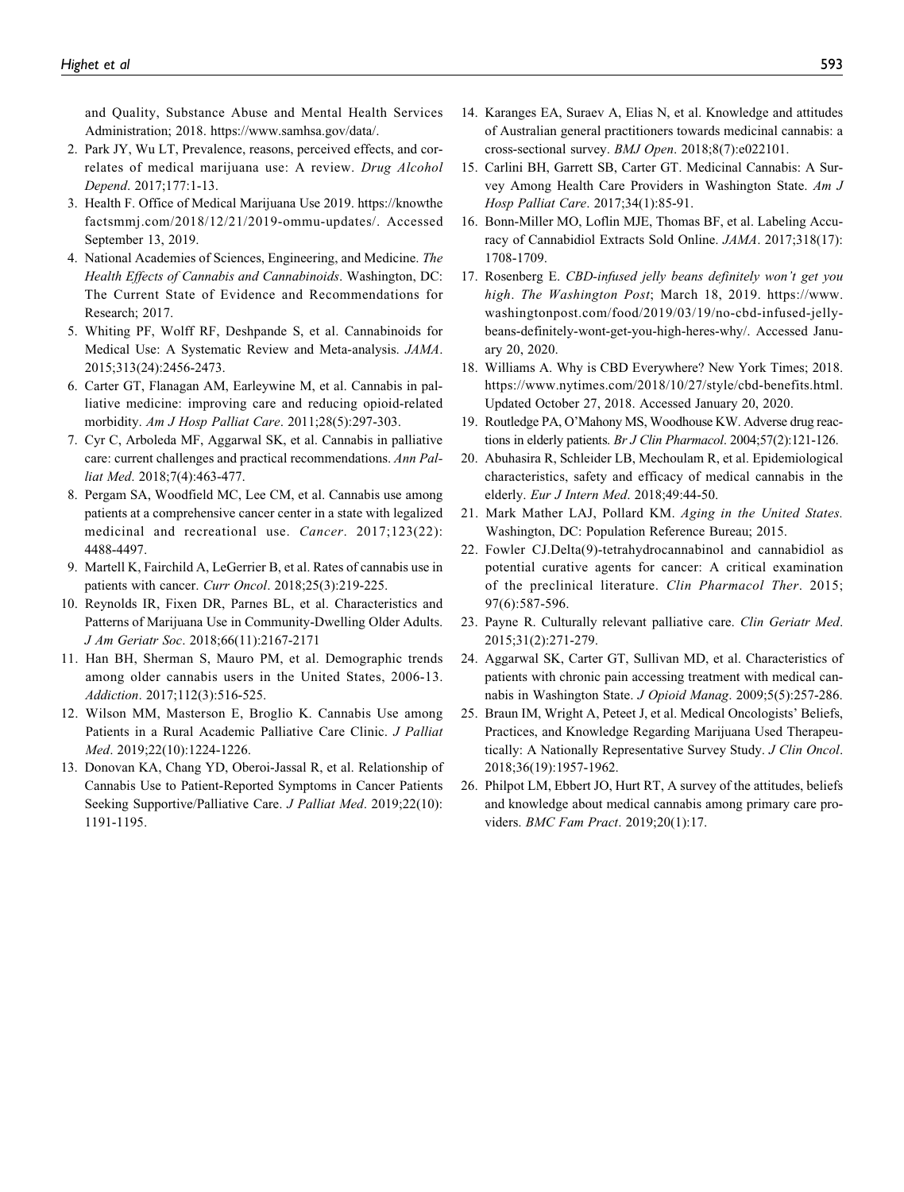and Quality, Substance Abuse and Mental Health Services Administration; 2018. https://www.samhsa.gov/data/.

2. Park JY, Wu LT, Prevalence, reasons, perceived effects, and correlates of medical marijuana use: A review. *Drug Alcohol Depend*. 2017;177:1-13.
3. Health F. Office of Medical Marijuana Use 2019. https://knowthefactsmmj.com/2018/12/21/2019-ommu-updates/. Accessed September 13, 2019.
4. National Academies of Sciences, Engineering, and Medicine. *The Health Effects of Cannabis and Cannabinoids*. Washington, DC: The Current State of Evidence and Recommendations for Research; 2017.
5. Whiting PF, Wolff RF, Deshpande S, et al. Cannabinoids for Medical Use: A Systematic Review and Meta-analysis. *JAMA*. 2015;313(24):2456-2473.
6. Carter GT, Flanagan AM, Earleywine M, et al. Cannabis in palliative medicine: improving care and reducing opioid-related morbidity. *Am J Hosp Palliat Care*. 2011;28(5):297-303.
7. Cyr C, Arboleda MF, Aggarwal SK, et al. Cannabis in palliative care: current challenges and practical recommendations. *Ann Palliat Med*. 2018;7(4):463-477.
8. Pergam SA, Woodfield MC, Lee CM, et al. Cannabis use among patients at a comprehensive cancer center in a state with legalized medicinal and recreational use. *Cancer*. 2017;123(22):4488-4497.
9. Martell K, Fairchild A, LeGerrier B, et al. Rates of cannabis use in patients with cancer. *Curr Oncol*. 2018;25(3):219-225.
10. Reynolds IR, Fixen DR, Parnes BL, et al. Characteristics and Patterns of Marijuana Use in Community-Dwelling Older Adults. *J Am Geriatr Soc*. 2018;66(11):2167-2171
11. Han BH, Sherman S, Mauro PM, et al. Demographic trends among older cannabis users in the United States, 2006-13. *Addiction*. 2017;112(3):516-525.
12. Wilson MM, Masterson E, Broglio K. Cannabis Use among Patients in a Rural Academic Palliative Care Clinic. *J Palliat Med*. 2019;22(10):1224-1226.
13. Donovan KA, Chang YD, Oberoi-Jassal R, et al. Relationship of Cannabis Use to Patient-Reported Symptoms in Cancer Patients Seeking Supportive/Palliative Care. *J Palliat Med*. 2019;22(10):1191-1195.
14. Karanges EA, Suraev A, Elias N, et al. Knowledge and attitudes of Australian general practitioners towards medicinal cannabis: a cross-sectional survey. *BMJ Open*. 2018;8(7):e022101.
15. Carlini BH, Garrett SB, Carter GT. Medicinal Cannabis: A Survey Among Health Care Providers in Washington State. *Am J Hosp Palliat Care*. 2017;34(1):85-91.
16. Bonn-Miller MO, Loflin MJE, Thomas BF, et al. Labeling Accuracy of Cannabidiol Extracts Sold Online. *JAMA*. 2017;318(17):1708-1709.
17. Rosenberg E. *CBD-infused jelly beans definitely won't get you high*. *The Washington Post*; March 18, 2019. https://www.washingtonpost.com/food/2019/03/19/no-cbd-infused-jelly-beans-definitely-wont-get-you-high-heres-why/. Accessed January 20, 2020.
18. Williams A. Why is CBD Everywhere? New York Times; 2018. https://www.nytimes.com/2018/10/27/style/cbd-benefits.html. Updated October 27, 2018. Accessed January 20, 2020.
19. Routledge PA, O'Mahony MS, Woodhouse KW. Adverse drug reactions in elderly patients. *Br J Clin Pharmacol*. 2004;57(2):121-126.
20. Abuhasira R, Schleider LB, Mechoulam R, et al. Epidemiological characteristics, safety and efficacy of medical cannabis in the elderly. *Eur J Intern Med*. 2018;49:44-50.
21. Mark Mather LAJ, Pollard KM. *Aging in the United States.* Washington, DC: Population Reference Bureau; 2015.
22. Fowler CJ.Delta(9)-tetrahydrocannabinol and cannabidiol as potential curative agents for cancer: A critical examination of the preclinical literature. *Clin Pharmacol Ther*. 2015; 97(6):587-596.
23. Payne R. Culturally relevant palliative care. *Clin Geriatr Med*. 2015;31(2):271-279.
24. Aggarwal SK, Carter GT, Sullivan MD, et al. Characteristics of patients with chronic pain accessing treatment with medical cannabis in Washington State. *J Opioid Manag*. 2009;5(5):257-286.
25. Braun IM, Wright A, Peteet J, et al. Medical Oncologists' Beliefs, Practices, and Knowledge Regarding Marijuana Used Therapeutically: A Nationally Representative Survey Study. *J Clin Oncol*. 2018;36(19):1957-1962.
26. Philpot LM, Ebbert JO, Hurt RT, A survey of the attitudes, beliefs and knowledge about medical cannabis among primary care providers. *BMC Fam Pract*. 2019;20(1):17.